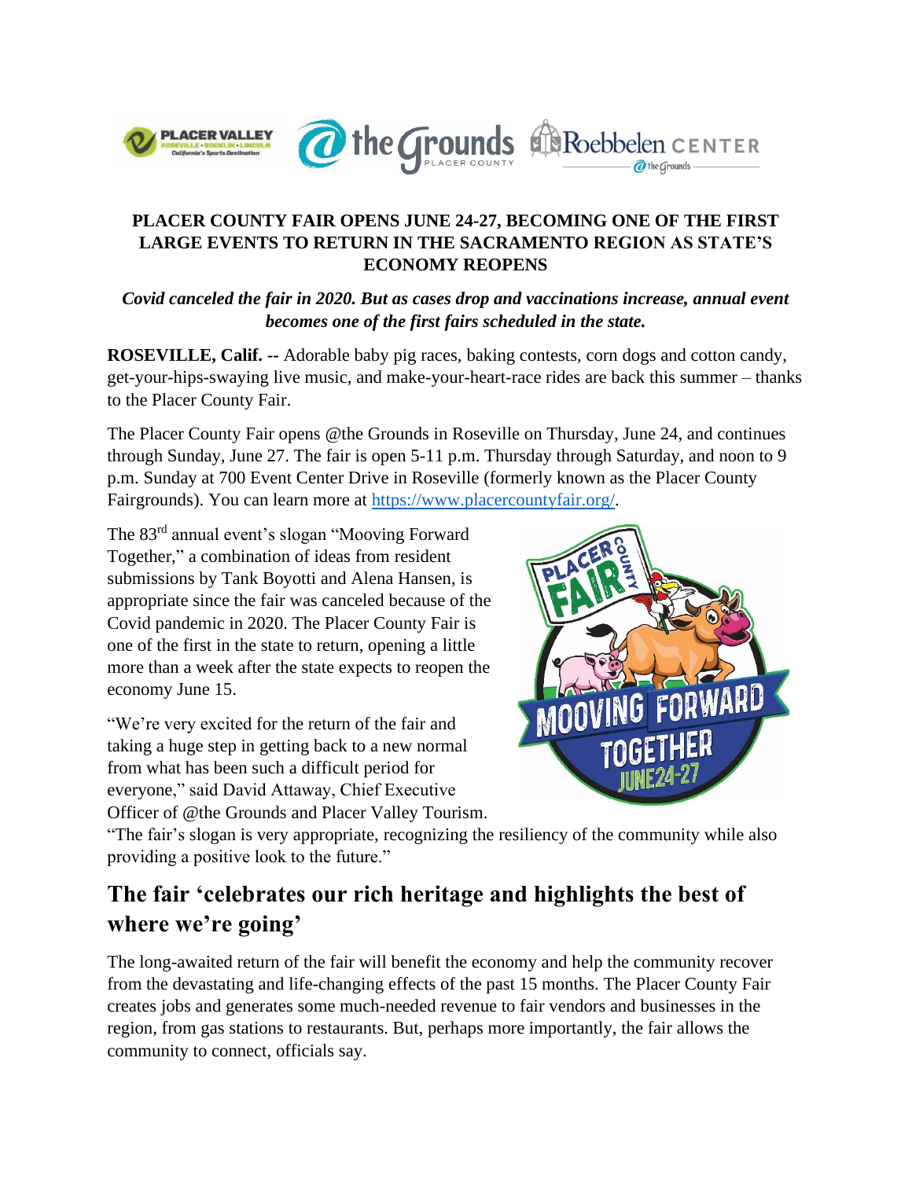**PLACER COUNTY FAIR OPENS JUNE 24-27, BECOMING ONE OF THE FIRST LARGE EVENTS TO RETURN IN THE SACRAMENTO REGION AS STATE'S ECONOMY REOPENS**

***Covid canceled the fair in 2020. But as cases drop and vaccinations increase, annual event becomes one of the first fairs scheduled in the state.***

**ROSEVILLE, Calif. --** Adorable baby pig races, baking contests, corn dogs and cotton candy, get-your-hips-swaying live music, and make-your-heart-race rides are back this summer – thanks to the Placer County Fair.

The Placer County Fair opens @the Grounds in Roseville on Thursday, June 24, and continues through Sunday, June 27. The fair is open 5-11 p.m. Thursday through Saturday, and noon to 9 p.m. Sunday at 700 Event Center Drive in Roseville (formerly known as the Placer County Fairgrounds). You can learn more at [https://www.placercountyfair.org/](https://www.placercountyfair.org/).

The 83rd annual event's slogan "Mooving Forward Together," a combination of ideas from resident submissions by Tank Boyotti and Alena Hansen, is appropriate since the fair was canceled because of the Covid pandemic in 2020. The Placer County Fair is one of the first in the state to return, opening a little more than a week after the state expects to reopen the economy June 15.

"We're very excited for the return of the fair and taking a huge step in getting back to a new normal from what has been such a difficult period for everyone," said David Attaway, Chief Executive Officer of @the Grounds and Placer Valley Tourism. "The fair's slogan is very appropriate, recognizing the resiliency of the community while also providing a positive look to the future."

## The fair 'celebrates our rich heritage and highlights the best of where we're going'

The long-awaited return of the fair will benefit the economy and help the community recover from the devastating and life-changing effects of the past 15 months. The Placer County Fair creates jobs and generates some much-needed revenue to fair vendors and businesses in the region, from gas stations to restaurants. But, perhaps more importantly, the fair allows the community to connect, officials say.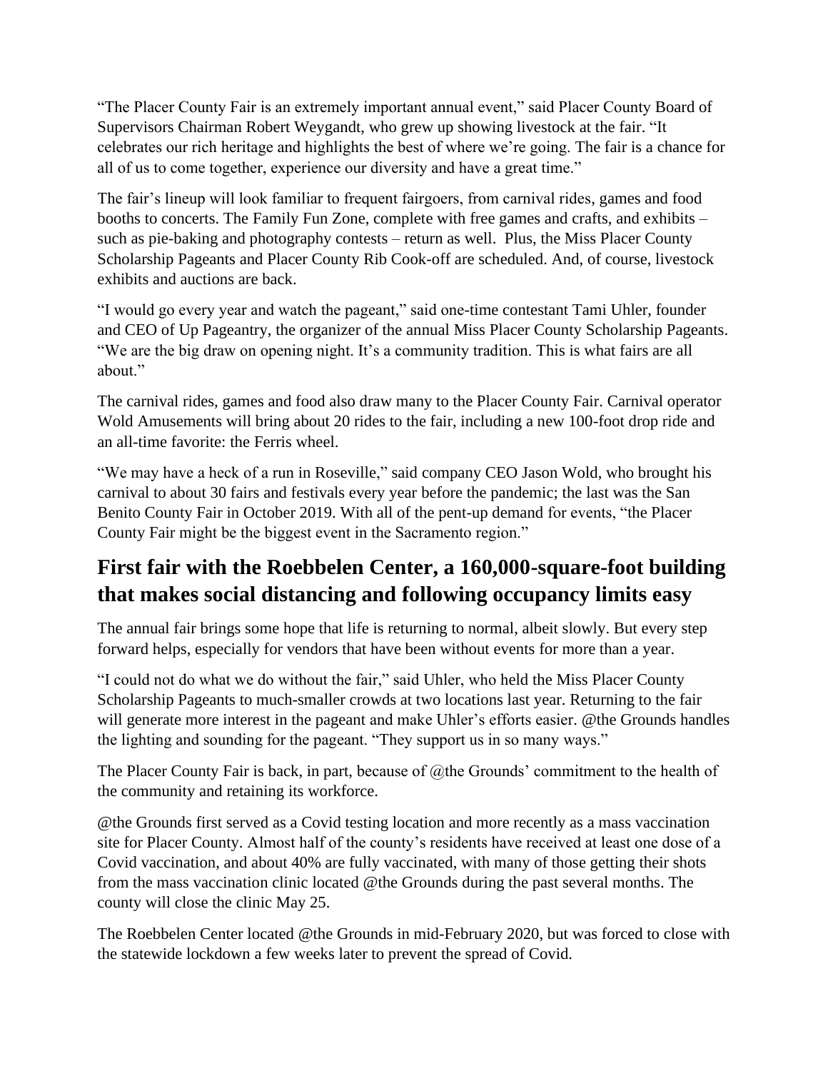"The Placer County Fair is an extremely important annual event," said Placer County Board of Supervisors Chairman Robert Weygandt, who grew up showing livestock at the fair. "It celebrates our rich heritage and highlights the best of where we're going. The fair is a chance for all of us to come together, experience our diversity and have a great time."

The fair's lineup will look familiar to frequent fairgoers, from carnival rides, games and food booths to concerts. The Family Fun Zone, complete with free games and crafts, and exhibits – such as pie-baking and photography contests – return as well. Plus, the Miss Placer County Scholarship Pageants and Placer County Rib Cook-off are scheduled. And, of course, livestock exhibits and auctions are back.

"I would go every year and watch the pageant," said one-time contestant Tami Uhler, founder and CEO of Up Pageantry, the organizer of the annual Miss Placer County Scholarship Pageants. "We are the big draw on opening night. It's a community tradition. This is what fairs are all about."

The carnival rides, games and food also draw many to the Placer County Fair. Carnival operator Wold Amusements will bring about 20 rides to the fair, including a new 100-foot drop ride and an all-time favorite: the Ferris wheel.

"We may have a heck of a run in Roseville," said company CEO Jason Wold, who brought his carnival to about 30 fairs and festivals every year before the pandemic; the last was the San Benito County Fair in October 2019. With all of the pent-up demand for events, "the Placer County Fair might be the biggest event in the Sacramento region."

## First fair with the Roebbelen Center, a 160,000-square-foot building that makes social distancing and following occupancy limits easy

The annual fair brings some hope that life is returning to normal, albeit slowly. But every step forward helps, especially for vendors that have been without events for more than a year.

"I could not do what we do without the fair," said Uhler, who held the Miss Placer County Scholarship Pageants to much-smaller crowds at two locations last year. Returning to the fair will generate more interest in the pageant and make Uhler's efforts easier. @the Grounds handles the lighting and sounding for the pageant. "They support us in so many ways."

The Placer County Fair is back, in part, because of @the Grounds' commitment to the health of the community and retaining its workforce.

@the Grounds first served as a Covid testing location and more recently as a mass vaccination site for Placer County. Almost half of the county's residents have received at least one dose of a Covid vaccination, and about 40% are fully vaccinated, with many of those getting their shots from the mass vaccination clinic located @the Grounds during the past several months. The county will close the clinic May 25.

The Roebbelen Center located @the Grounds in mid-February 2020, but was forced to close with the statewide lockdown a few weeks later to prevent the spread of Covid.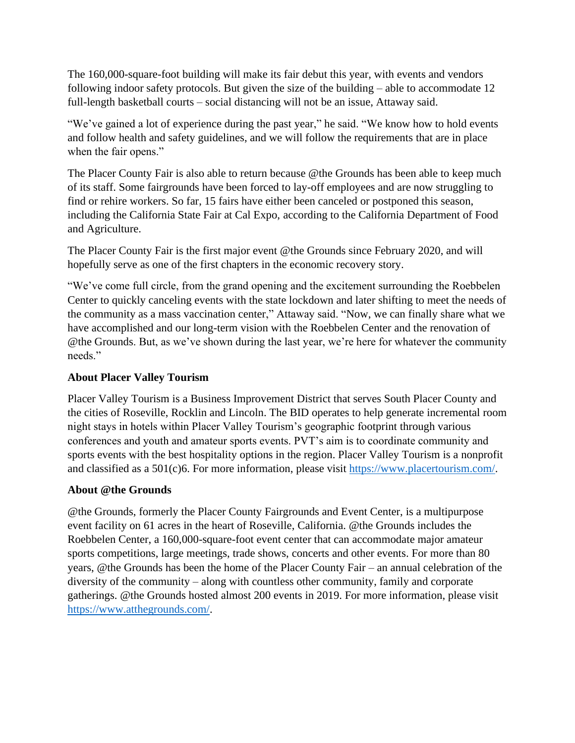The 160,000-square-foot building will make its fair debut this year, with events and vendors following indoor safety protocols. But given the size of the building – able to accommodate 12 full-length basketball courts – social distancing will not be an issue, Attaway said.

"We've gained a lot of experience during the past year," he said. "We know how to hold events and follow health and safety guidelines, and we will follow the requirements that are in place when the fair opens."

The Placer County Fair is also able to return because @the Grounds has been able to keep much of its staff. Some fairgrounds have been forced to lay-off employees and are now struggling to find or rehire workers. So far, 15 fairs have either been canceled or postponed this season, including the California State Fair at Cal Expo, according to the California Department of Food and Agriculture.

The Placer County Fair is the first major event @the Grounds since February 2020, and will hopefully serve as one of the first chapters in the economic recovery story.

"We've come full circle, from the grand opening and the excitement surrounding the Roebbelen Center to quickly canceling events with the state lockdown and later shifting to meet the needs of the community as a mass vaccination center," Attaway said. "Now, we can finally share what we have accomplished and our long-term vision with the Roebbelen Center and the renovation of @the Grounds. But, as we've shown during the last year, we're here for whatever the community needs."

**About Placer Valley Tourism**

Placer Valley Tourism is a Business Improvement District that serves South Placer County and the cities of Roseville, Rocklin and Lincoln. The BID operates to help generate incremental room night stays in hotels within Placer Valley Tourism's geographic footprint through various conferences and youth and amateur sports events. PVT's aim is to coordinate community and sports events with the best hospitality options in the region. Placer Valley Tourism is a nonprofit and classified as a 501(c)6. For more information, please visit https://www.placertourism.com/.

**About @the Grounds**

@the Grounds, formerly the Placer County Fairgrounds and Event Center, is a multipurpose event facility on 61 acres in the heart of Roseville, California. @the Grounds includes the Roebbelen Center, a 160,000-square-foot event center that can accommodate major amateur sports competitions, large meetings, trade shows, concerts and other events. For more than 80 years, @the Grounds has been the home of the Placer County Fair – an annual celebration of the diversity of the community – along with countless other community, family and corporate gatherings. @the Grounds hosted almost 200 events in 2019. For more information, please visit https://www.atthegrounds.com/.